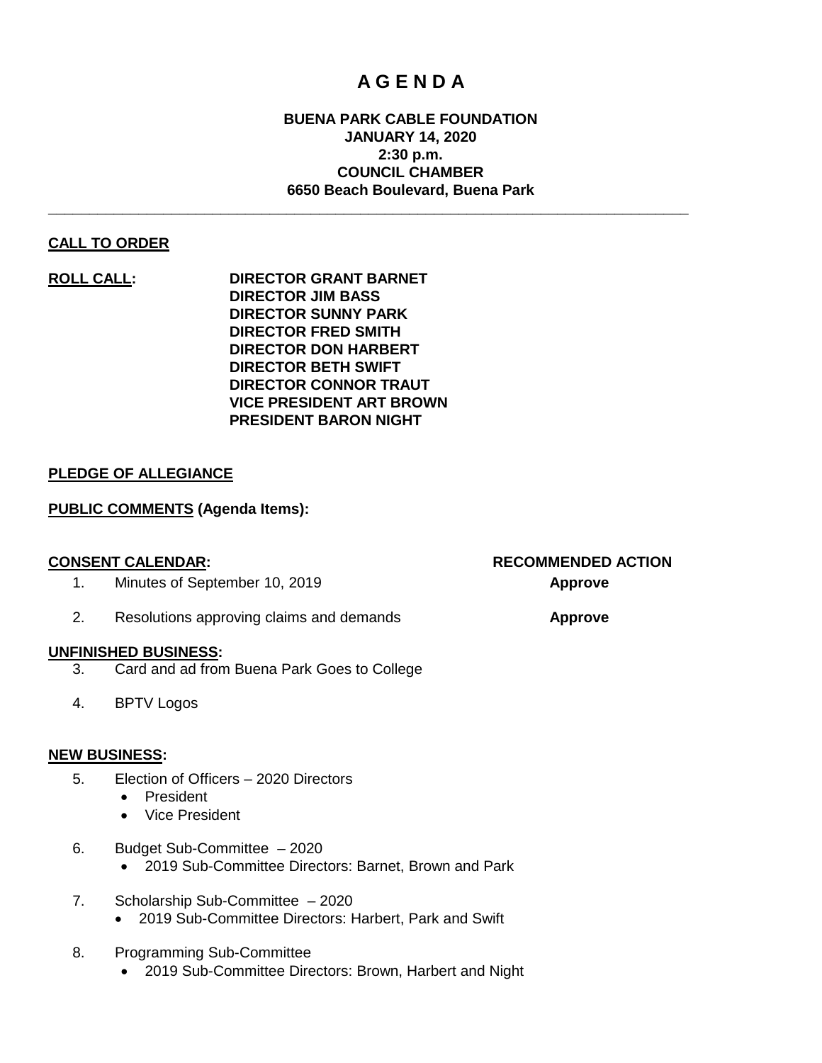# A G E N D A

**BUENA PARK CABLE FOUNDATION**
**JANUARY 14, 2020**
**2:30 p.m.**
**COUNCIL CHAMBER**
**6650 Beach Boulevard, Buena Park**

---

**CALL TO ORDER**

**ROLL CALL:**

**DIRECTOR GRANT BARNET**
**DIRECTOR JIM BASS**
**DIRECTOR SUNNY PARK**
**DIRECTOR FRED SMITH**
**DIRECTOR DON HARBERT**
**DIRECTOR BETH SWIFT**
**DIRECTOR CONNOR TRAUT**
**VICE PRESIDENT ART BROWN**
**PRESIDENT BARON NIGHT**

**PLEDGE OF ALLEGIANCE**

**PUBLIC COMMENTS (Agenda Items):**

| **CONSENT CALENDAR:** | **RECOMMENDED ACTION** |
|---|---|
| 1. Minutes of September 10, 2019 | **Approve** |
| 2. Resolutions approving claims and demands | **Approve** |

**UNFINISHED BUSINESS:**

3. Card and ad from Buena Park Goes to College
4. BPTV Logos

**NEW BUSINESS:**

5. Election of Officers – 2020 Directors
   - President
   - Vice President
6. Budget Sub-Committee – 2020
   - 2019 Sub-Committee Directors: Barnet, Brown and Park
7. Scholarship Sub-Committee – 2020
   - 2019 Sub-Committee Directors: Harbert, Park and Swift
8. Programming Sub-Committee
   - 2019 Sub-Committee Directors: Brown, Harbert and Night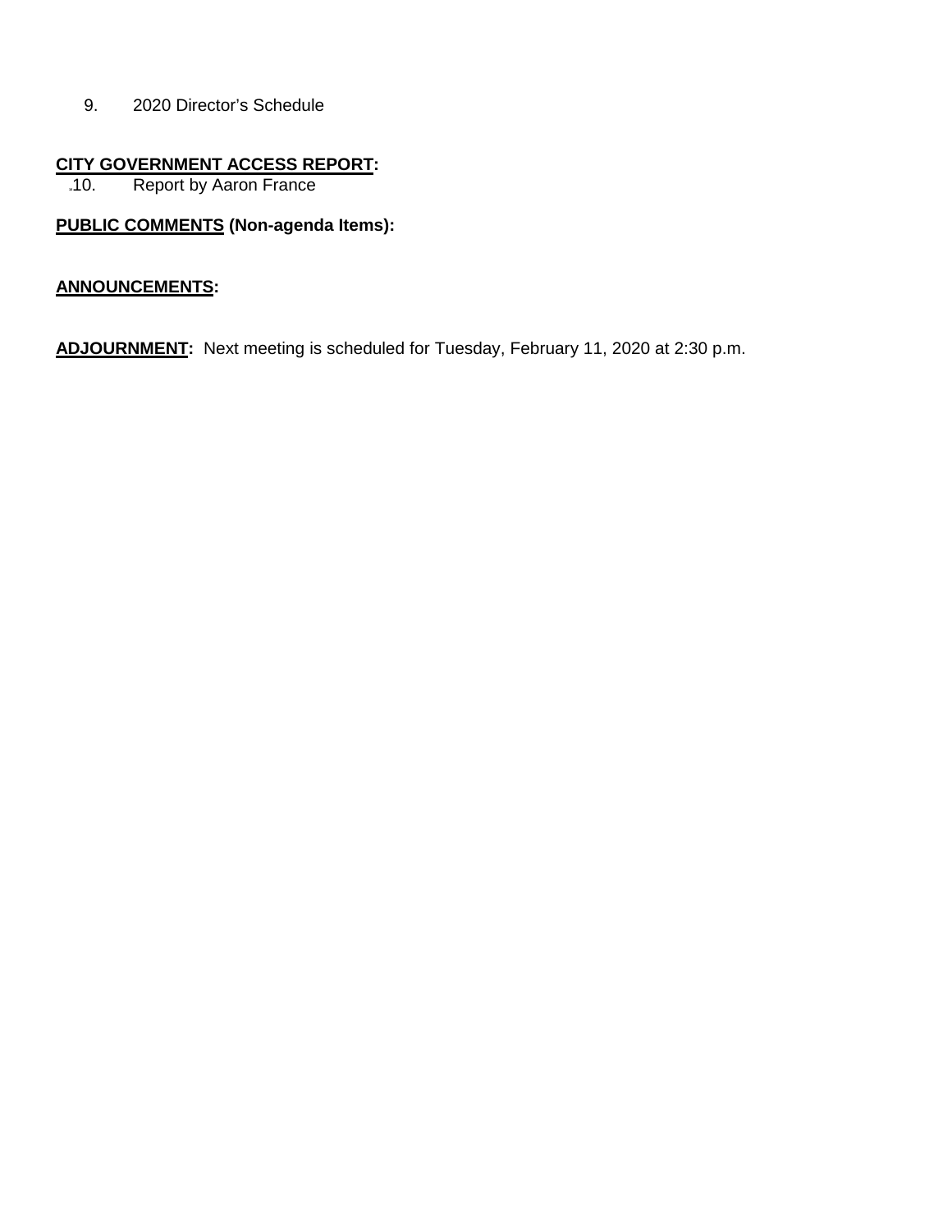9. 2020 Director's Schedule

**CITY GOVERNMENT ACCESS REPORT:**

10. Report by Aaron France

**PUBLIC COMMENTS (Non-agenda Items):**

**ANNOUNCEMENTS:**

**ADJOURNMENT:** Next meeting is scheduled for Tuesday, February 11, 2020 at 2:30 p.m.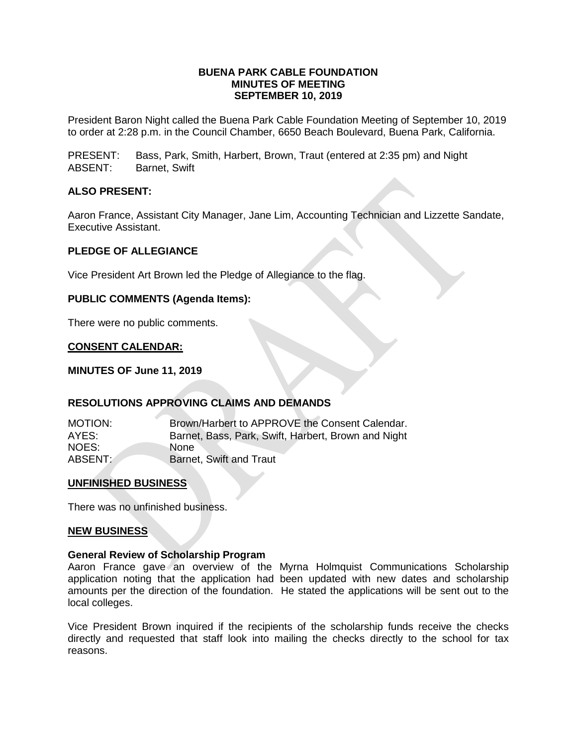**BUENA PARK CABLE FOUNDATION**
**MINUTES OF MEETING**
**SEPTEMBER 10, 2019**

President Baron Night called the Buena Park Cable Foundation Meeting of September 10, 2019 to order at 2:28 p.m. in the Council Chamber, 6650 Beach Boulevard, Buena Park, California.

PRESENT: Bass, Park, Smith, Harbert, Brown, Traut (entered at 2:35 pm) and Night
ABSENT: Barnet, Swift

**ALSO PRESENT:**

Aaron France, Assistant City Manager, Jane Lim, Accounting Technician and Lizzette Sandate, Executive Assistant.

**PLEDGE OF ALLEGIANCE**

Vice President Art Brown led the Pledge of Allegiance to the flag.

**PUBLIC COMMENTS (Agenda Items):**

There were no public comments.

**CONSENT CALENDAR:**

**MINUTES OF June 11, 2019**

**RESOLUTIONS APPROVING CLAIMS AND DEMANDS**

MOTION: Brown/Harbert to APPROVE the Consent Calendar.
AYES: Barnet, Bass, Park, Swift, Harbert, Brown and Night
NOES: None
ABSENT: Barnet, Swift and Traut

**UNFINISHED BUSINESS**

There was no unfinished business.

**NEW BUSINESS**

**General Review of Scholarship Program**
Aaron France gave an overview of the Myrna Holmquist Communications Scholarship application noting that the application had been updated with new dates and scholarship amounts per the direction of the foundation. He stated the applications will be sent out to the local colleges.

Vice President Brown inquired if the recipients of the scholarship funds receive the checks directly and requested that staff look into mailing the checks directly to the school for tax reasons.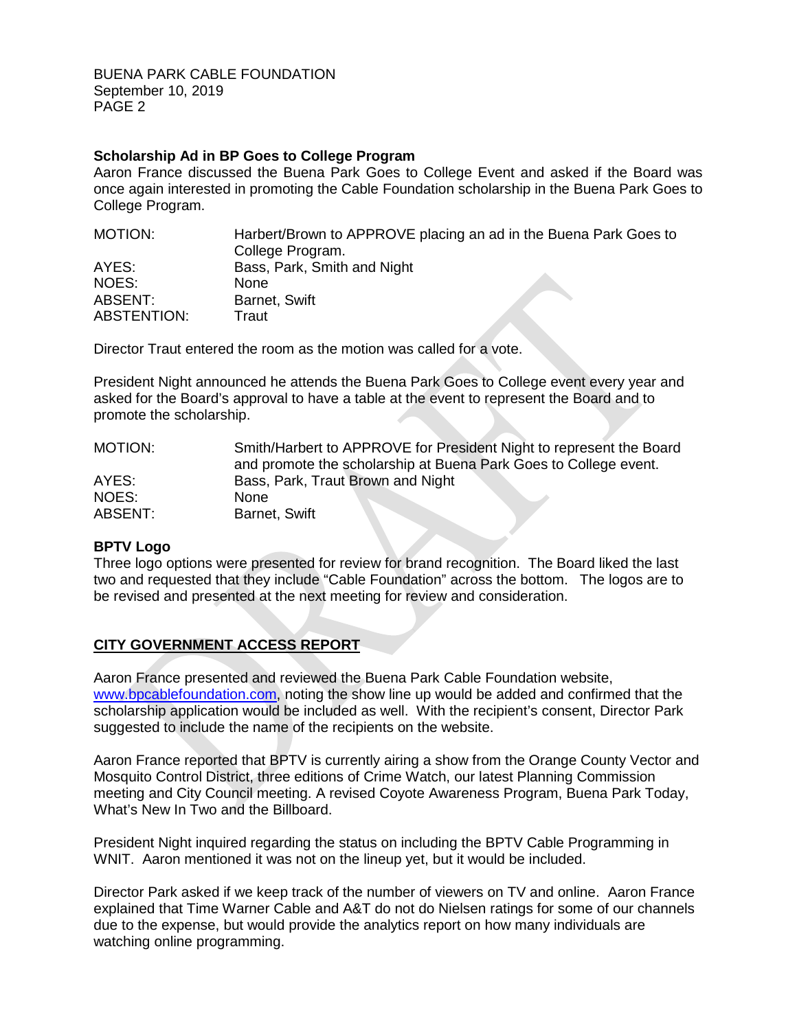### Scholarship Ad in BP Goes to College Program

Aaron France discussed the Buena Park Goes to College Event and asked if the Board was once again interested in promoting the Cable Foundation scholarship in the Buena Park Goes to College Program.

| | |
|---|---|
| MOTION: | Harbert/Brown to APPROVE placing an ad in the Buena Park Goes to College Program. |
| AYES: | Bass, Park, Smith and Night |
| NOES: | None |
| ABSENT: | Barnet, Swift |
| ABSTENTION: | Traut |

Director Traut entered the room as the motion was called for a vote.

President Night announced he attends the Buena Park Goes to College event every year and asked for the Board's approval to have a table at the event to represent the Board and to promote the scholarship.

| | |
|---|---|
| MOTION: | Smith/Harbert to APPROVE for President Night to represent the Board and promote the scholarship at Buena Park Goes to College event. |
| AYES: | Bass, Park, Traut Brown and Night |
| NOES: | None |
| ABSENT: | Barnet, Swift |

### BPTV Logo

Three logo options were presented for review for brand recognition. The Board liked the last two and requested that they include "Cable Foundation" across the bottom. The logos are to be revised and presented at the next meeting for review and consideration.

## CITY GOVERNMENT ACCESS REPORT

Aaron France presented and reviewed the Buena Park Cable Foundation website, www.bpcablefoundation.com, noting the show line up would be added and confirmed that the scholarship application would be included as well. With the recipient's consent, Director Park suggested to include the name of the recipients on the website.

Aaron France reported that BPTV is currently airing a show from the Orange County Vector and Mosquito Control District, three editions of Crime Watch, our latest Planning Commission meeting and City Council meeting. A revised Coyote Awareness Program, Buena Park Today, What's New In Two and the Billboard.

President Night inquired regarding the status on including the BPTV Cable Programming in WNIT. Aaron mentioned it was not on the lineup yet, but it would be included.

Director Park asked if we keep track of the number of viewers on TV and online. Aaron France explained that Time Warner Cable and A&T do not do Nielsen ratings for some of our channels due to the expense, but would provide the analytics report on how many individuals are watching online programming.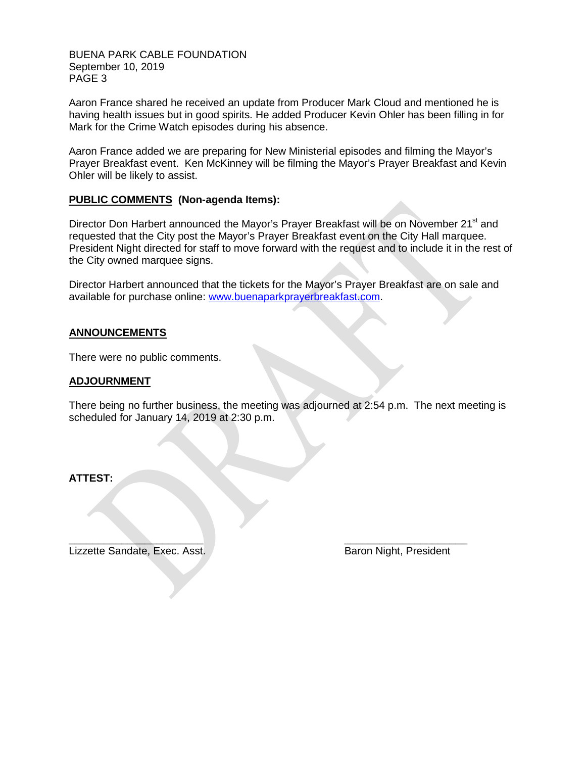Aaron France shared he received an update from Producer Mark Cloud and mentioned he is having health issues but in good spirits. He added Producer Kevin Ohler has been filling in for Mark for the Crime Watch episodes during his absence.

Aaron France added we are preparing for New Ministerial episodes and filming the Mayor's Prayer Breakfast event. Ken McKinney will be filming the Mayor's Prayer Breakfast and Kevin Ohler will be likely to assist.

**PUBLIC COMMENTS (Non-agenda Items):**

Director Don Harbert announced the Mayor's Prayer Breakfast will be on November 21st and requested that the City post the Mayor's Prayer Breakfast event on the City Hall marquee. President Night directed for staff to move forward with the request and to include it in the rest of the City owned marquee signs.

Director Harbert announced that the tickets for the Mayor's Prayer Breakfast are on sale and available for purchase online: www.buenaparkprayerbreakfast.com.

**ANNOUNCEMENTS**

There were no public comments.

**ADJOURNMENT**

There being no further business, the meeting was adjourned at 2:54 p.m. The next meeting is scheduled for January 14, 2019 at 2:30 p.m.

**ATTEST:**

\_\_\_\_\_\_\_\_\_\_\_\_\_\_\_\_\_\_\_\_\_\_\_\_ \_\_\_\_\_\_\_\_\_\_\_\_\_\_\_\_\_\_\_\_\_\_

Lizzette Sandate, Exec. Asst. Baron Night, President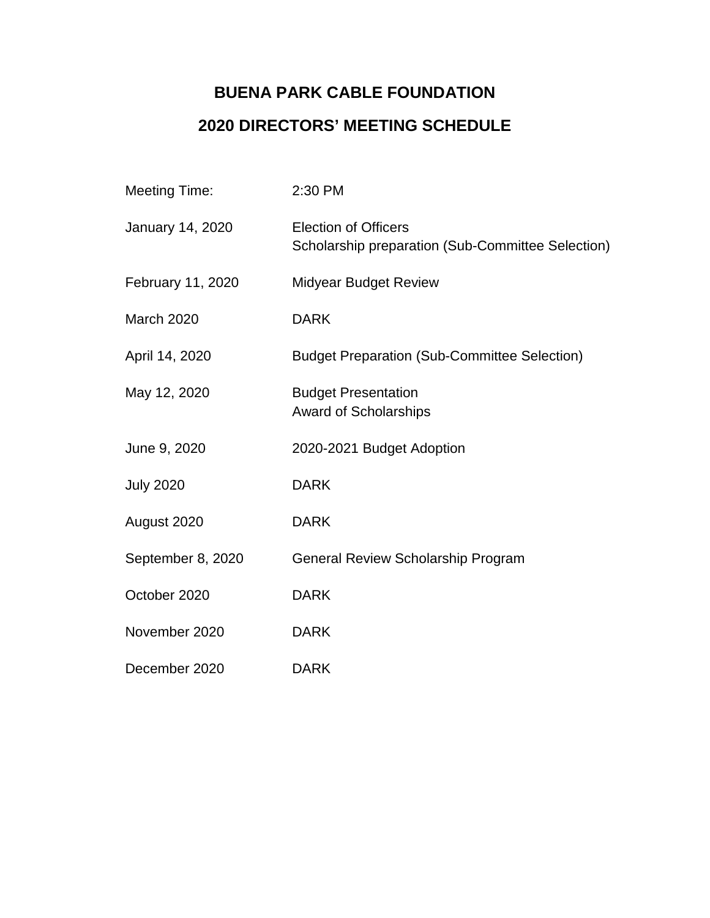# BUENA PARK CABLE FOUNDATION

## 2020 DIRECTORS' MEETING SCHEDULE

| | |
|---|---|
| Meeting Time: | 2:30 PM |
| January 14, 2020 | Election of Officers<br>Scholarship preparation (Sub-Committee Selection) |
| February 11, 2020 | Midyear Budget Review |
| March 2020 | DARK |
| April 14, 2020 | Budget Preparation (Sub-Committee Selection) |
| May 12, 2020 | Budget Presentation<br>Award of Scholarships |
| June 9, 2020 | 2020-2021 Budget Adoption |
| July 2020 | DARK |
| August 2020 | DARK |
| September 8, 2020 | General Review Scholarship Program |
| October 2020 | DARK |
| November 2020 | DARK |
| December 2020 | DARK |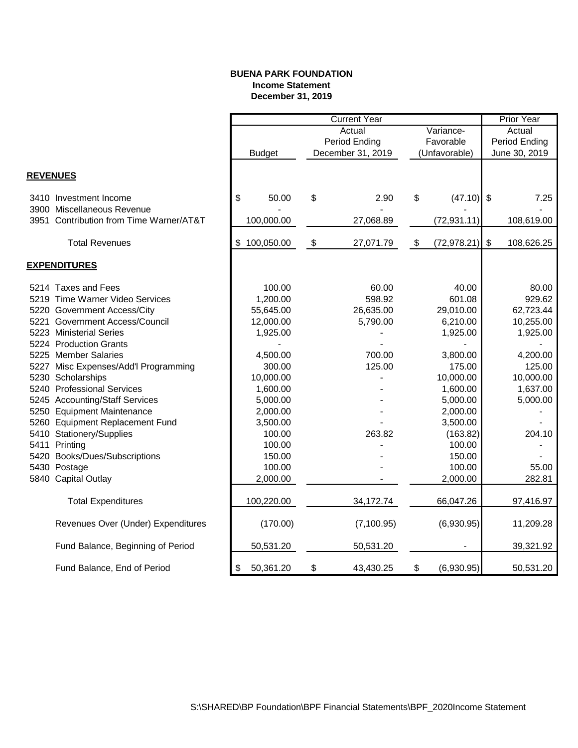**BUENA PARK FOUNDATION**
**Income Statement**
**December 31, 2019**

| | Current Year | | | Prior Year |
|---|---|---|---|---|
| | Budget | Actual Period Ending December 31, 2019 | Variance- Favorable (Unfavorable) | Actual Period Ending June 30, 2019 |
| **REVENUES** | | | | |
| 3410 Investment Income | $ 50.00 | $ 2.90 | $ (47.10) | $ 7.25 |
| 3900 Miscellaneous Revenue | - | - | - | - |
| 3951 Contribution from Time Warner/AT&T | 100,000.00 | 27,068.89 | (72,931.11) | 108,619.00 |
| Total Revenues | $ 100,050.00 | $ 27,071.79 | $ (72,978.21) | $ 108,626.25 |
| **EXPENDITURES** | | | | |
| 5214 Taxes and Fees | 100.00 | 60.00 | 40.00 | 80.00 |
| 5219 Time Warner Video Services | 1,200.00 | 598.92 | 601.08 | 929.62 |
| 5220 Government Access/City | 55,645.00 | 26,635.00 | 29,010.00 | 62,723.44 |
| 5221 Government Access/Council | 12,000.00 | 5,790.00 | 6,210.00 | 10,255.00 |
| 5223 Ministerial Series | 1,925.00 | - | 1,925.00 | 1,925.00 |
| 5224 Production Grants | - | - | - | - |
| 5225 Member Salaries | 4,500.00 | 700.00 | 3,800.00 | 4,200.00 |
| 5227 Misc Expenses/Add'l Programming | 300.00 | 125.00 | 175.00 | 125.00 |
| 5230 Scholarships | 10,000.00 | - | 10,000.00 | 10,000.00 |
| 5240 Professional Services | 1,600.00 | - | 1,600.00 | 1,637.00 |
| 5245 Accounting/Staff Services | 5,000.00 | - | 5,000.00 | 5,000.00 |
| 5250 Equipment Maintenance | 2,000.00 | - | 2,000.00 | - |
| 5260 Equipment Replacement Fund | 3,500.00 | - | 3,500.00 | - |
| 5410 Stationery/Supplies | 100.00 | 263.82 | (163.82) | 204.10 |
| 5411 Printing | 100.00 | - | 100.00 | - |
| 5420 Books/Dues/Subscriptions | 150.00 | - | 150.00 | - |
| 5430 Postage | 100.00 | - | 100.00 | 55.00 |
| 5840 Capital Outlay | 2,000.00 | - | 2,000.00 | 282.81 |
| Total Expenditures | 100,220.00 | 34,172.74 | 66,047.26 | 97,416.97 |
| Revenues Over (Under) Expenditures | (170.00) | (7,100.95) | (6,930.95) | 11,209.28 |
| Fund Balance, Beginning of Period | 50,531.20 | 50,531.20 | - | 39,321.92 |
| Fund Balance, End of Period | $ 50,361.20 | $ 43,430.25 | $ (6,930.95) | 50,531.20 |

S:\SHARED\BP Foundation\BPF Financial Statements\BPF_2020Income Statement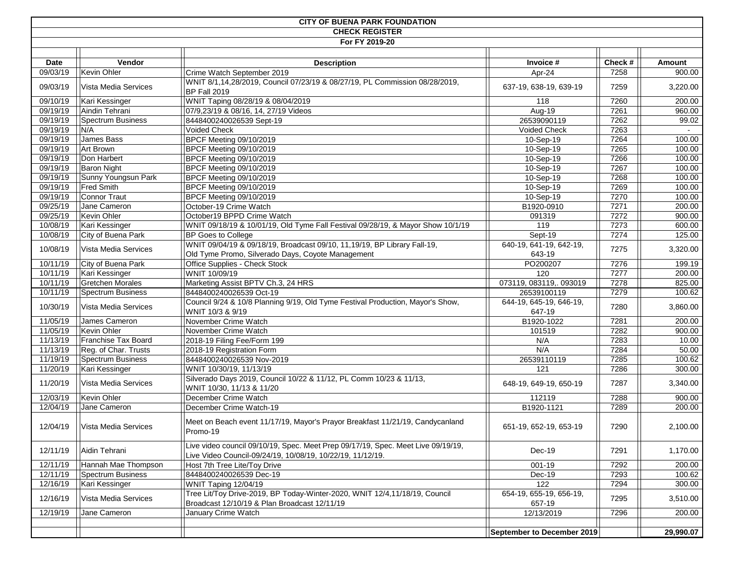# CITY OF BUENA PARK FOUNDATION

## CHECK REGISTER

### For FY 2019-20

| Date | Vendor | Description | Invoice # | Check # | Amount |
|---|---|---|---|---|---|
| 09/03/19 | Kevin Ohler | Crime Watch September 2019 | Apr-24 | 7258 | 900.00 |
| 09/03/19 | Vista Media Services | WNIT 8/1,14,28/2019, Council 07/23/19 & 08/27/19, PL Commission 08/28/2019, BP Fall 2019 | 637-19, 638-19, 639-19 | 7259 | 3,220.00 |
| 09/10/19 | Kari Kessinger | WNIT Taping 08/28/19 & 08/04/2019 | 118 | 7260 | 200.00 |
| 09/19/19 | Aindin Tehrani | 07/9,23/19 & 08/16, 14, 27/19 Videos | Aug-19 | 7261 | 960.00 |
| 09/19/19 | Spectrum Business | 8448400240026539 Sept-19 | 26539090119 | 7262 | 99.02 |
| 09/19/19 | N/A | Voided Check | Voided Check | 7263 | - |
| 09/19/19 | James Bass | BPCF Meeting 09/10/2019 | 10-Sep-19 | 7264 | 100.00 |
| 09/19/19 | Art Brown | BPCF Meeting 09/10/2019 | 10-Sep-19 | 7265 | 100.00 |
| 09/19/19 | Don Harbert | BPCF Meeting 09/10/2019 | 10-Sep-19 | 7266 | 100.00 |
| 09/19/19 | Baron Night | BPCF Meeting 09/10/2019 | 10-Sep-19 | 7267 | 100.00 |
| 09/19/19 | Sunny Youngsun Park | BPCF Meeting 09/10/2019 | 10-Sep-19 | 7268 | 100.00 |
| 09/19/19 | Fred Smith | BPCF Meeting 09/10/2019 | 10-Sep-19 | 7269 | 100.00 |
| 09/19/19 | Connor Traut | BPCF Meeting 09/10/2019 | 10-Sep-19 | 7270 | 100.00 |
| 09/25/19 | Jane Cameron | October-19 Crime Watch | B1920-0910 | 7271 | 200.00 |
| 09/25/19 | Kevin Ohler | October19 BPPD Crime Watch | 091319 | 7272 | 900.00 |
| 10/08/19 | Kari Kessinger | WNIT 09/18/19 & 10/01/19, Old Tyme Fall Festival 09/28/19, & Mayor Show 10/1/19 | 119 | 7273 | 600.00 |
| 10/08/19 | City of Buena Park | BP Goes to College | Sept-19 | 7274 | 125.00 |
| 10/08/19 | Vista Media Services | WNIT 09/04/19 & 09/18/19, Broadcast 09/10, 11,19/19, BP Library Fall-19, Old Tyme Promo, Silverado Days, Coyote Management | 640-19, 641-19, 642-19, 643-19 | 7275 | 3,320.00 |
| 10/11/19 | City of Buena Park | Office Supplies - Check Stock | PO200207 | 7276 | 199.19 |
| 10/11/19 | Kari Kessinger | WNIT 10/09/19 | 120 | 7277 | 200.00 |
| 10/11/19 | Gretchen Morales | Marketing Assist BPTV Ch.3, 24 HRS | 073119, 083119,. 093019 | 7278 | 825.00 |
| 10/11/19 | Spectrum Business | 8448400240026539 Oct-19 | 26539100119 | 7279 | 100.62 |
| 10/30/19 | Vista Media Services | Council 9/24 & 10/8 Planning 9/19, Old Tyme Festival Production, Mayor's Show, WNIT 10/3 & 9/19 | 644-19, 645-19, 646-19, 647-19 | 7280 | 3,860.00 |
| 11/05/19 | James Cameron | November Crime Watch | B1920-1022 | 7281 | 200.00 |
| 11/05/19 | Kevin Ohler | November Crime Watch | 101519 | 7282 | 900.00 |
| 11/13/19 | Franchise Tax Board | 2018-19 Filing Fee/Form 199 | N/A | 7283 | 10.00 |
| 11/13/19 | Reg. of Char. Trusts | 2018-19 Registration Form | N/A | 7284 | 50.00 |
| 11/19/19 | Spectrum Business | 8448400240026539 Nov-2019 | 26539110119 | 7285 | 100.62 |
| 11/20/19 | Kari Kessinger | WNIT 10/30/19, 11/13/19 | 121 | 7286 | 300.00 |
| 11/20/19 | Vista Media Services | Silverado Days 2019, Council 10/22 & 11/12, PL Comm 10/23 & 11/13, WNIT 10/30, 11/13 & 11/20 | 648-19, 649-19, 650-19 | 7287 | 3,340.00 |
| 12/03/19 | Kevin Ohler | December Crime Watch | 112119 | 7288 | 900.00 |
| 12/04/19 | Jane Cameron | December Crime Watch-19 | B1920-1121 | 7289 | 200.00 |
| 12/04/19 | Vista Media Services | Meet on Beach event 11/17/19, Mayor's Prayor Breakfast 11/21/19, Candycanland Promo-19 | 651-19, 652-19, 653-19 | 7290 | 2,100.00 |
| 12/11/19 | Aidin Tehrani | Live video council 09/10/19, Spec. Meet Prep 09/17/19, Spec. Meet Live 09/19/19, Live Video Council-09/24/19, 10/08/19, 10/22/19, 11/12/19. | Dec-19 | 7291 | 1,170.00 |
| 12/11/19 | Hannah Mae Thompson | Host 7th Tree Lite/Toy Drive | 001-19 | 7292 | 200.00 |
| 12/11/19 | Spectrum Business | 8448400240026539 Dec-19 | Dec-19 | 7293 | 100.62 |
| 12/16/19 | Kari Kessinger | WNIT Taping 12/04/19 | 122 | 7294 | 300.00 |
| 12/16/19 | Vista Media Services | Tree Lit/Toy Drive-2019, BP Today-Winter-2020, WNIT 12/4,11/18/19, Council Broadcast 12/10/19 & Plan Broadcast 12/11/19 | 654-19, 655-19, 656-19, 657-19 | 7295 | 3,510.00 |
| 12/19/19 | Jane Cameron | January Crime Watch | 12/13/2019 | 7296 | 200.00 |
| | | | **September to December 2019** | | **29,990.07** |